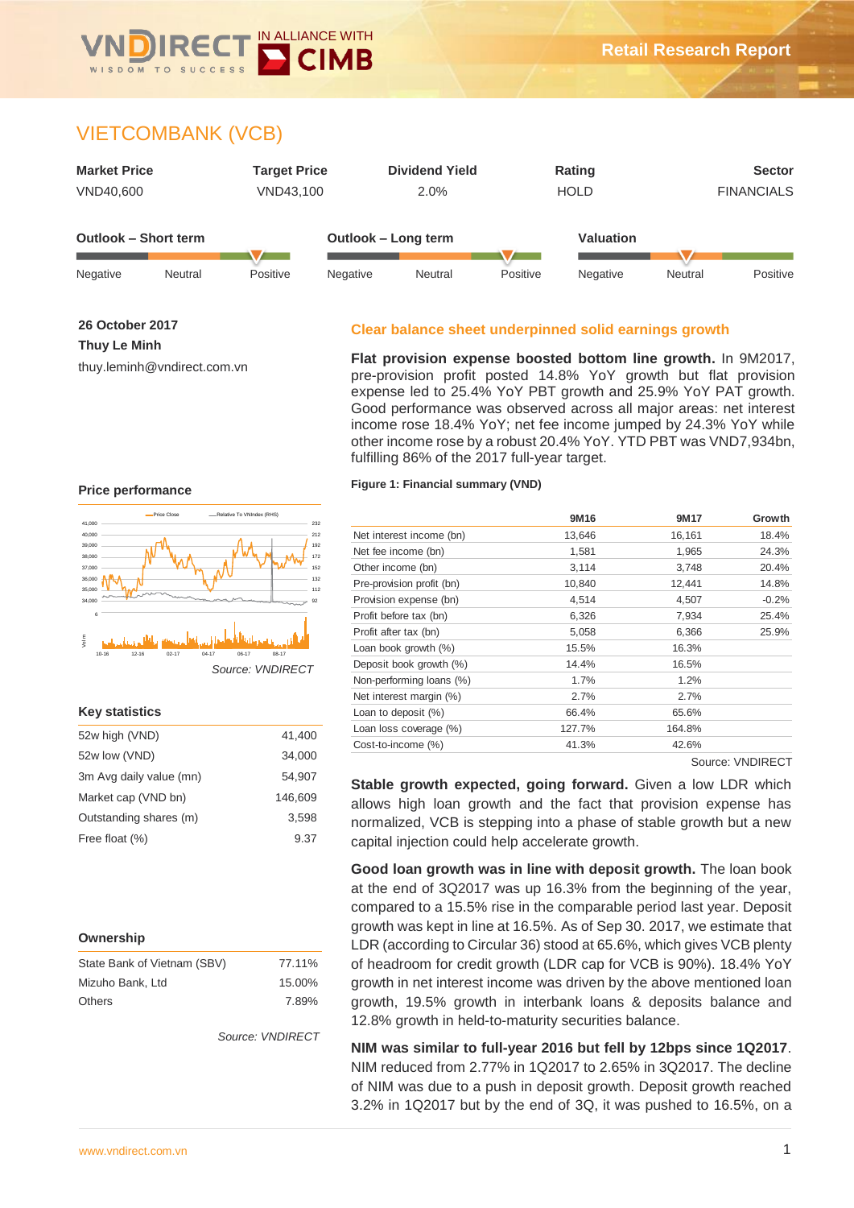# VIETCOMBANK (VCB)

| Market Price | Target Price | Dividend Yield | Rating | Sector |
|---|---|---|---|---|
| VND40,600 | VND43,100 | 2.0% | HOLD | FINANCIALS |

**Outlook – Short term:** Negative / Neutral / Positive

**Outlook – Long term:** Negative / Neutral / Positive

**Valuation:** Negative / Neutral / Positive

**26 October 2017**

**Thuy Le Minh**

thuy.leminh@vndirect.com.vn

## Clear balance sheet underpinned solid earnings growth

**Flat provision expense boosted bottom line growth.** In 9M2017, pre-provision profit posted 14.8% YoY growth but flat provision expense led to 25.4% YoY PBT growth and 25.9% YoY PAT growth. Good performance was observed across all major areas: net interest income rose 18.4% YoY; net fee income jumped by 24.3% YoY while other income rose by a robust 20.4% YoY. YTD PBT was VND7,934bn, fulfilling 86% of the 2017 full-year target.

**Figure 1: Financial summary (VND)**

| | 9M16 | 9M17 | Growth |
|---|---|---|---|
| Net interest income (bn) | 13,646 | 16,161 | 18.4% |
| Net fee income (bn) | 1,581 | 1,965 | 24.3% |
| Other income (bn) | 3,114 | 3,748 | 20.4% |
| Pre-provision profit (bn) | 10,840 | 12,441 | 14.8% |
| Provision expense (bn) | 4,514 | 4,507 | -0.2% |
| Profit before tax (bn) | 6,326 | 7,934 | 25.4% |
| Profit after tax (bn) | 5,058 | 6,366 | 25.9% |
| Loan book growth (%) | 15.5% | 16.3% | |
| Deposit book growth (%) | 14.4% | 16.5% | |
| Non-performing loans (%) | 1.7% | 1.2% | |
| Net interest margin (%) | 2.7% | 2.7% | |
| Loan to deposit (%) | 66.4% | 65.6% | |
| Loan loss coverage (%) | 127.7% | 164.8% | |
| Cost-to-income (%) | 41.3% | 42.6% | |

Source: VNDIRECT

**Stable growth expected, going forward.** Given a low LDR which allows high loan growth and the fact that provision expense has normalized, VCB is stepping into a phase of stable growth but a new capital injection could help accelerate growth.

**Good loan growth was in line with deposit growth.** The loan book at the end of 3Q2017 was up 16.3% from the beginning of the year, compared to a 15.5% rise in the comparable period last year. Deposit growth was kept in line at 16.5%. As of Sep 30. 2017, we estimate that LDR (according to Circular 36) stood at 65.6%, which gives VCB plenty of headroom for credit growth (LDR cap for VCB is 90%). 18.4% YoY growth in net interest income was driven by the above mentioned loan growth, 19.5% growth in interbank loans & deposits balance and 12.8% growth in held-to-maturity securities balance.

**NIM was similar to full-year 2016 but fell by 12bps since 1Q2017**. NIM reduced from 2.77% in 1Q2017 to 2.65% in 3Q2017. The decline of NIM was due to a push in deposit growth. Deposit growth reached 3.2% in 1Q2017 but by the end of 3Q, it was pushed to 16.5%, on a

### Price performance

Source: VNDIRECT

### Key statistics

| | |
|---|---|
| 52w high (VND) | 41,400 |
| 52w low (VND) | 34,000 |
| 3m Avg daily value (mn) | 54,907 |
| Market cap (VND bn) | 146,609 |
| Outstanding shares (m) | 3,598 |
| Free float (%) | 9.37 |

### Ownership

| | |
|---|---|
| State Bank of Vietnam (SBV) | 77.11% |
| Mizuho Bank, Ltd | 15.00% |
| Others | 7.89% |

Source: VNDIRECT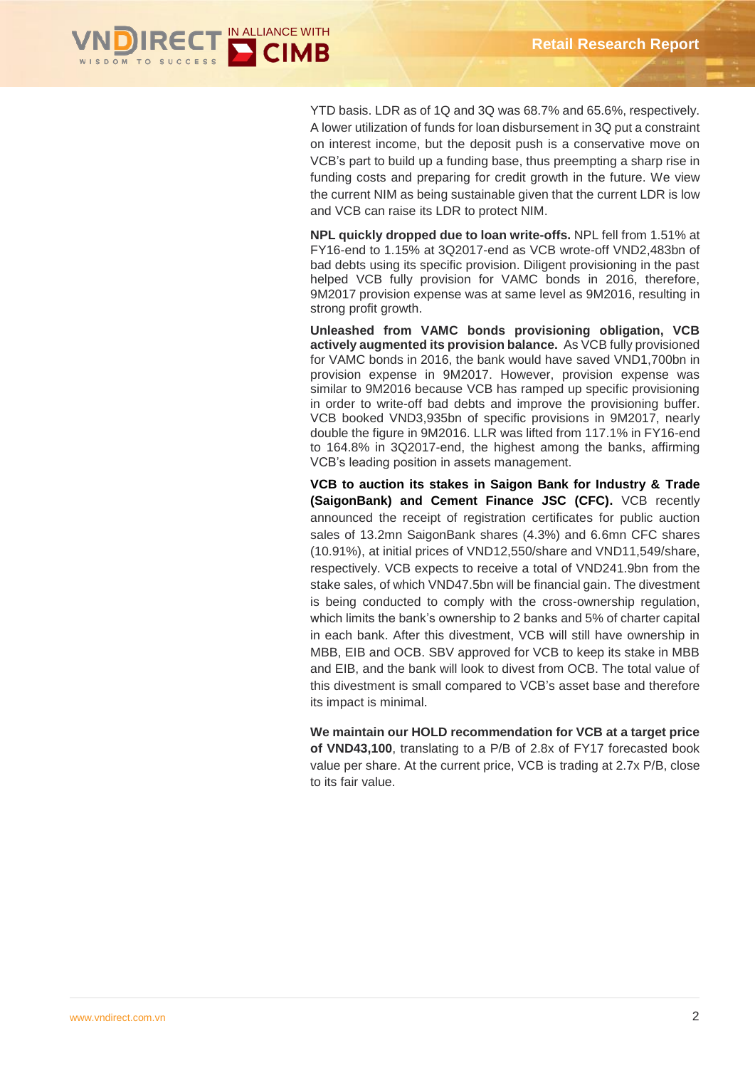YTD basis. LDR as of 1Q and 3Q was 68.7% and 65.6%, respectively. A lower utilization of funds for loan disbursement in 3Q put a constraint on interest income, but the deposit push is a conservative move on VCB's part to build up a funding base, thus preempting a sharp rise in funding costs and preparing for credit growth in the future. We view the current NIM as being sustainable given that the current LDR is low and VCB can raise its LDR to protect NIM.

**NPL quickly dropped due to loan write-offs.** NPL fell from 1.51% at FY16-end to 1.15% at 3Q2017-end as VCB wrote-off VND2,483bn of bad debts using its specific provision. Diligent provisioning in the past helped VCB fully provision for VAMC bonds in 2016, therefore, 9M2017 provision expense was at same level as 9M2016, resulting in strong profit growth.

**Unleashed from VAMC bonds provisioning obligation, VCB actively augmented its provision balance.** As VCB fully provisioned for VAMC bonds in 2016, the bank would have saved VND1,700bn in provision expense in 9M2017. However, provision expense was similar to 9M2016 because VCB has ramped up specific provisioning in order to write-off bad debts and improve the provisioning buffer. VCB booked VND3,935bn of specific provisions in 9M2017, nearly double the figure in 9M2016. LLR was lifted from 117.1% in FY16-end to 164.8% in 3Q2017-end, the highest among the banks, affirming VCB's leading position in assets management.

**VCB to auction its stakes in Saigon Bank for Industry & Trade (SaigonBank) and Cement Finance JSC (CFC).** VCB recently announced the receipt of registration certificates for public auction sales of 13.2mn SaigonBank shares (4.3%) and 6.6mn CFC shares (10.91%), at initial prices of VND12,550/share and VND11,549/share, respectively. VCB expects to receive a total of VND241.9bn from the stake sales, of which VND47.5bn will be financial gain. The divestment is being conducted to comply with the cross-ownership regulation, which limits the bank's ownership to 2 banks and 5% of charter capital in each bank. After this divestment, VCB will still have ownership in MBB, EIB and OCB. SBV approved for VCB to keep its stake in MBB and EIB, and the bank will look to divest from OCB. The total value of this divestment is small compared to VCB's asset base and therefore its impact is minimal.

**We maintain our HOLD recommendation for VCB at a target price of VND43,100**, translating to a P/B of 2.8x of FY17 forecasted book value per share. At the current price, VCB is trading at 2.7x P/B, close to its fair value.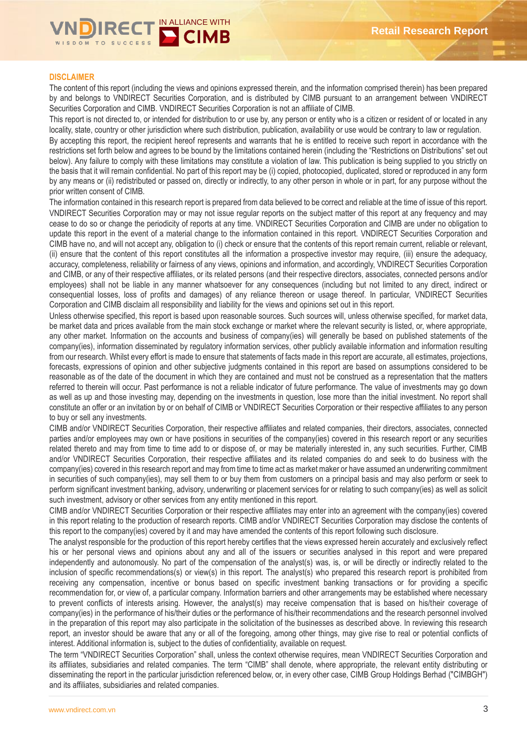## DISCLAIMER

The content of this report (including the views and opinions expressed therein, and the information comprised therein) has been prepared by and belongs to VNDIRECT Securities Corporation, and is distributed by CIMB pursuant to an arrangement between VNDIRECT Securities Corporation and CIMB. VNDIRECT Securities Corporation is not an affiliate of CIMB.

This report is not directed to, or intended for distribution to or use by, any person or entity who is a citizen or resident of or located in any locality, state, country or other jurisdiction where such distribution, publication, availability or use would be contrary to law or regulation.

By accepting this report, the recipient hereof represents and warrants that he is entitled to receive such report in accordance with the restrictions set forth below and agrees to be bound by the limitations contained herein (including the "Restrictions on Distributions" set out below). Any failure to comply with these limitations may constitute a violation of law. This publication is being supplied to you strictly on the basis that it will remain confidential. No part of this report may be (i) copied, photocopied, duplicated, stored or reproduced in any form by any means or (ii) redistributed or passed on, directly or indirectly, to any other person in whole or in part, for any purpose without the prior written consent of CIMB.

The information contained in this research report is prepared from data believed to be correct and reliable at the time of issue of this report. VNDIRECT Securities Corporation may or may not issue regular reports on the subject matter of this report at any frequency and may cease to do so or change the periodicity of reports at any time. VNDIRECT Securities Corporation and CIMB are under no obligation to update this report in the event of a material change to the information contained in this report. VNDIRECT Securities Corporation and CIMB have no, and will not accept any, obligation to (i) check or ensure that the contents of this report remain current, reliable or relevant, (ii) ensure that the content of this report constitutes all the information a prospective investor may require, (iii) ensure the adequacy, accuracy, completeness, reliability or fairness of any views, opinions and information, and accordingly, VNDIRECT Securities Corporation and CIMB, or any of their respective affiliates, or its related persons (and their respective directors, associates, connected persons and/or employees) shall not be liable in any manner whatsoever for any consequences (including but not limited to any direct, indirect or consequential losses, loss of profits and damages) of any reliance thereon or usage thereof. In particular, VNDIRECT Securities Corporation and CIMB disclaim all responsibility and liability for the views and opinions set out in this report.

Unless otherwise specified, this report is based upon reasonable sources. Such sources will, unless otherwise specified, for market data, be market data and prices available from the main stock exchange or market where the relevant security is listed, or, where appropriate, any other market. Information on the accounts and business of company(ies) will generally be based on published statements of the company(ies), information disseminated by regulatory information services, other publicly available information and information resulting from our research. Whilst every effort is made to ensure that statements of facts made in this report are accurate, all estimates, projections, forecasts, expressions of opinion and other subjective judgments contained in this report are based on assumptions considered to be reasonable as of the date of the document in which they are contained and must not be construed as a representation that the matters referred to therein will occur. Past performance is not a reliable indicator of future performance. The value of investments may go down as well as up and those investing may, depending on the investments in question, lose more than the initial investment. No report shall constitute an offer or an invitation by or on behalf of CIMB or VNDIRECT Securities Corporation or their respective affiliates to any person to buy or sell any investments.

CIMB and/or VNDIRECT Securities Corporation, their respective affiliates and related companies, their directors, associates, connected parties and/or employees may own or have positions in securities of the company(ies) covered in this research report or any securities related thereto and may from time to time add to or dispose of, or may be materially interested in, any such securities. Further, CIMB and/or VNDIRECT Securities Corporation, their respective affiliates and its related companies do and seek to do business with the company(ies) covered in this research report and may from time to time act as market maker or have assumed an underwriting commitment in securities of such company(ies), may sell them to or buy them from customers on a principal basis and may also perform or seek to perform significant investment banking, advisory, underwriting or placement services for or relating to such company(ies) as well as solicit such investment, advisory or other services from any entity mentioned in this report.

CIMB and/or VNDIRECT Securities Corporation or their respective affiliates may enter into an agreement with the company(ies) covered in this report relating to the production of research reports. CIMB and/or VNDIRECT Securities Corporation may disclose the contents of this report to the company(ies) covered by it and may have amended the contents of this report following such disclosure.

The analyst responsible for the production of this report hereby certifies that the views expressed herein accurately and exclusively reflect his or her personal views and opinions about any and all of the issuers or securities analysed in this report and were prepared independently and autonomously. No part of the compensation of the analyst(s) was, is, or will be directly or indirectly related to the inclusion of specific recommendations(s) or view(s) in this report. The analyst(s) who prepared this research report is prohibited from receiving any compensation, incentive or bonus based on specific investment banking transactions or for providing a specific recommendation for, or view of, a particular company. Information barriers and other arrangements may be established where necessary to prevent conflicts of interests arising. However, the analyst(s) may receive compensation that is based on his/their coverage of company(ies) in the performance of his/their duties or the performance of his/their recommendations and the research personnel involved in the preparation of this report may also participate in the solicitation of the businesses as described above. In reviewing this research report, an investor should be aware that any or all of the foregoing, among other things, may give rise to real or potential conflicts of interest. Additional information is, subject to the duties of confidentiality, available on request.

The term "VNDIRECT Securities Corporation" shall, unless the context otherwise requires, mean VNDIRECT Securities Corporation and its affiliates, subsidiaries and related companies. The term "CIMB" shall denote, where appropriate, the relevant entity distributing or disseminating the report in the particular jurisdiction referenced below, or, in every other case, CIMB Group Holdings Berhad ("CIMBGH") and its affiliates, subsidiaries and related companies.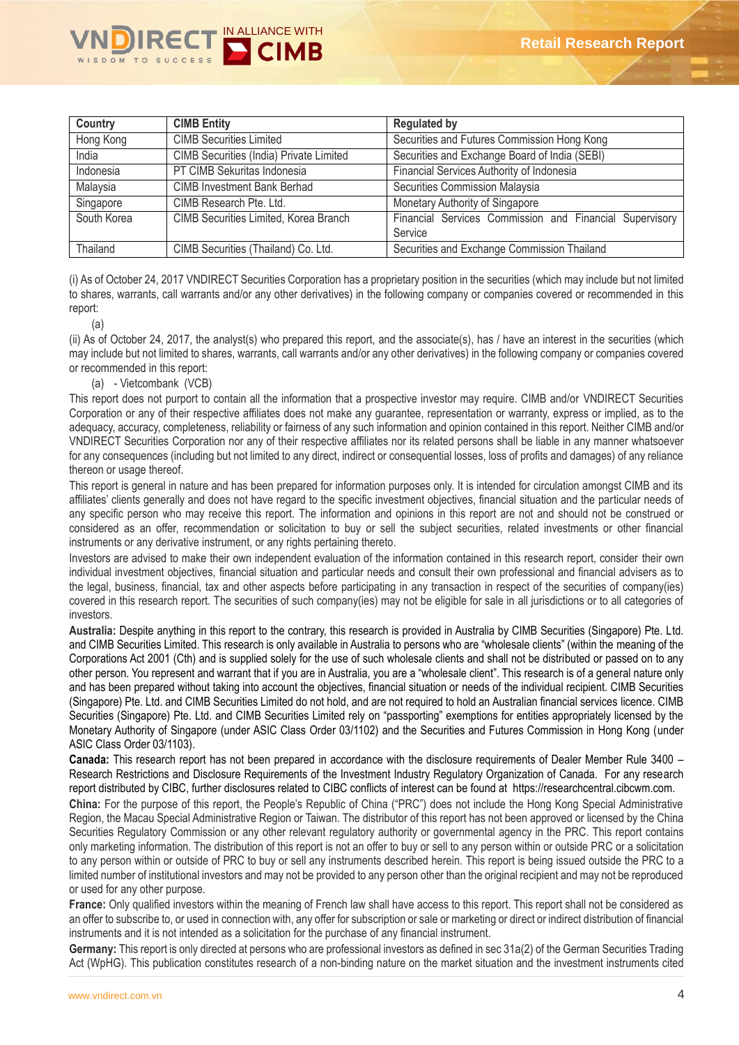| Country | CIMB Entity | Regulated by |
|---|---|---|
| Hong Kong | CIMB Securities Limited | Securities and Futures Commission Hong Kong |
| India | CIMB Securities (India) Private Limited | Securities and Exchange Board of India (SEBI) |
| Indonesia | PT CIMB Sekuritas Indonesia | Financial Services Authority of Indonesia |
| Malaysia | CIMB Investment Bank Berhad | Securities Commission Malaysia |
| Singapore | CIMB Research Pte. Ltd. | Monetary Authority of Singapore |
| South Korea | CIMB Securities Limited, Korea Branch | Financial Services Commission and Financial Supervisory Service |
| Thailand | CIMB Securities (Thailand) Co. Ltd. | Securities and Exchange Commission Thailand |

(i) As of October 24, 2017 VNDIRECT Securities Corporation has a proprietary position in the securities (which may include but not limited to shares, warrants, call warrants and/or any other derivatives) in the following company or companies covered or recommended in this report:

(a)

(ii) As of October 24, 2017, the analyst(s) who prepared this report, and the associate(s), has / have an interest in the securities (which may include but not limited to shares, warrants, call warrants and/or any other derivatives) in the following company or companies covered or recommended in this report:

(a) - Vietcombank (VCB)

This report does not purport to contain all the information that a prospective investor may require. CIMB and/or VNDIRECT Securities Corporation or any of their respective affiliates does not make any guarantee, representation or warranty, express or implied, as to the adequacy, accuracy, completeness, reliability or fairness of any such information and opinion contained in this report. Neither CIMB and/or VNDIRECT Securities Corporation nor any of their respective affiliates nor its related persons shall be liable in any manner whatsoever for any consequences (including but not limited to any direct, indirect or consequential losses, loss of profits and damages) of any reliance thereon or usage thereof.

This report is general in nature and has been prepared for information purposes only. It is intended for circulation amongst CIMB and its affiliates' clients generally and does not have regard to the specific investment objectives, financial situation and the particular needs of any specific person who may receive this report. The information and opinions in this report are not and should not be construed or considered as an offer, recommendation or solicitation to buy or sell the subject securities, related investments or other financial instruments or any derivative instrument, or any rights pertaining thereto.

Investors are advised to make their own independent evaluation of the information contained in this research report, consider their own individual investment objectives, financial situation and particular needs and consult their own professional and financial advisers as to the legal, business, financial, tax and other aspects before participating in any transaction in respect of the securities of company(ies) covered in this research report. The securities of such company(ies) may not be eligible for sale in all jurisdictions or to all categories of investors.

**Australia:** Despite anything in this report to the contrary, this research is provided in Australia by CIMB Securities (Singapore) Pte. Ltd. and CIMB Securities Limited. This research is only available in Australia to persons who are "wholesale clients" (within the meaning of the Corporations Act 2001 (Cth) and is supplied solely for the use of such wholesale clients and shall not be distributed or passed on to any other person. You represent and warrant that if you are in Australia, you are a "wholesale client". This research is of a general nature only and has been prepared without taking into account the objectives, financial situation or needs of the individual recipient. CIMB Securities (Singapore) Pte. Ltd. and CIMB Securities Limited do not hold, and are not required to hold an Australian financial services licence. CIMB Securities (Singapore) Pte. Ltd. and CIMB Securities Limited rely on "passporting" exemptions for entities appropriately licensed by the Monetary Authority of Singapore (under ASIC Class Order 03/1102) and the Securities and Futures Commission in Hong Kong (under ASIC Class Order 03/1103).

**Canada:** This research report has not been prepared in accordance with the disclosure requirements of Dealer Member Rule 3400 – Research Restrictions and Disclosure Requirements of the Investment Industry Regulatory Organization of Canada. For any research report distributed by CIBC, further disclosures related to CIBC conflicts of interest can be found at https://researchcentral.cibcwm.com.

**China:** For the purpose of this report, the People's Republic of China ("PRC") does not include the Hong Kong Special Administrative Region, the Macau Special Administrative Region or Taiwan. The distributor of this report has not been approved or licensed by the China Securities Regulatory Commission or any other relevant regulatory authority or governmental agency in the PRC. This report contains only marketing information. The distribution of this report is not an offer to buy or sell to any person within or outside PRC or a solicitation to any person within or outside of PRC to buy or sell any instruments described herein. This report is being issued outside the PRC to a limited number of institutional investors and may not be provided to any person other than the original recipient and may not be reproduced or used for any other purpose.

**France:** Only qualified investors within the meaning of French law shall have access to this report. This report shall not be considered as an offer to subscribe to, or used in connection with, any offer for subscription or sale or marketing or direct or indirect distribution of financial instruments and it is not intended as a solicitation for the purchase of any financial instrument.

**Germany:** This report is only directed at persons who are professional investors as defined in sec 31a(2) of the German Securities Trading Act (WpHG). This publication constitutes research of a non-binding nature on the market situation and the investment instruments cited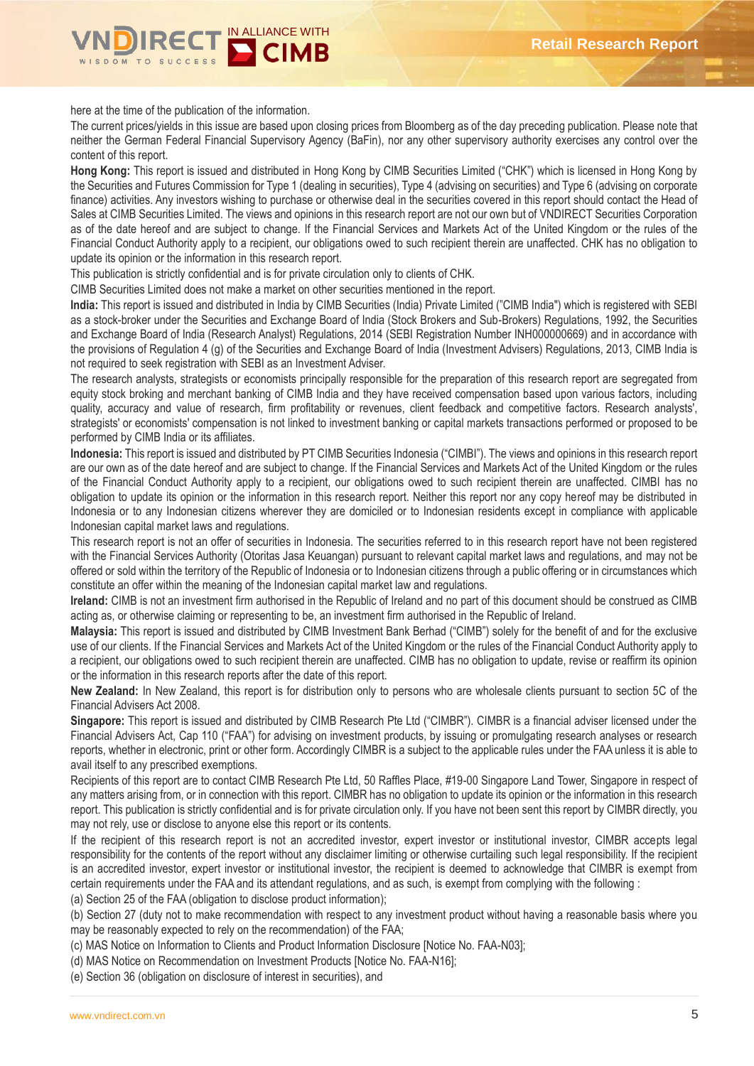here at the time of the publication of the information.

The current prices/yields in this issue are based upon closing prices from Bloomberg as of the day preceding publication. Please note that neither the German Federal Financial Supervisory Agency (BaFin), nor any other supervisory authority exercises any control over the content of this report.

**Hong Kong:** This report is issued and distributed in Hong Kong by CIMB Securities Limited ("CHK") which is licensed in Hong Kong by the Securities and Futures Commission for Type 1 (dealing in securities), Type 4 (advising on securities) and Type 6 (advising on corporate finance) activities. Any investors wishing to purchase or otherwise deal in the securities covered in this report should contact the Head of Sales at CIMB Securities Limited. The views and opinions in this research report are not our own but of VNDIRECT Securities Corporation as of the date hereof and are subject to change. If the Financial Services and Markets Act of the United Kingdom or the rules of the Financial Conduct Authority apply to a recipient, our obligations owed to such recipient therein are unaffected. CHK has no obligation to update its opinion or the information in this research report.

This publication is strictly confidential and is for private circulation only to clients of CHK.

CIMB Securities Limited does not make a market on other securities mentioned in the report.

**India:** This report is issued and distributed in India by CIMB Securities (India) Private Limited ("CIMB India") which is registered with SEBI as a stock-broker under the Securities and Exchange Board of India (Stock Brokers and Sub-Brokers) Regulations, 1992, the Securities and Exchange Board of India (Research Analyst) Regulations, 2014 (SEBI Registration Number INH000000669) and in accordance with the provisions of Regulation 4 (g) of the Securities and Exchange Board of India (Investment Advisers) Regulations, 2013, CIMB India is not required to seek registration with SEBI as an Investment Adviser.

The research analysts, strategists or economists principally responsible for the preparation of this research report are segregated from equity stock broking and merchant banking of CIMB India and they have received compensation based upon various factors, including quality, accuracy and value of research, firm profitability or revenues, client feedback and competitive factors. Research analysts', strategists' or economists' compensation is not linked to investment banking or capital markets transactions performed or proposed to be performed by CIMB India or its affiliates.

**Indonesia:** This report is issued and distributed by PT CIMB Securities Indonesia ("CIMBI"). The views and opinions in this research report are our own as of the date hereof and are subject to change. If the Financial Services and Markets Act of the United Kingdom or the rules of the Financial Conduct Authority apply to a recipient, our obligations owed to such recipient therein are unaffected. CIMBI has no obligation to update its opinion or the information in this research report. Neither this report nor any copy hereof may be distributed in Indonesia or to any Indonesian citizens wherever they are domiciled or to Indonesian residents except in compliance with applicable Indonesian capital market laws and regulations.

This research report is not an offer of securities in Indonesia. The securities referred to in this research report have not been registered with the Financial Services Authority (Otoritas Jasa Keuangan) pursuant to relevant capital market laws and regulations, and may not be offered or sold within the territory of the Republic of Indonesia or to Indonesian citizens through a public offering or in circumstances which constitute an offer within the meaning of the Indonesian capital market law and regulations.

**Ireland:** CIMB is not an investment firm authorised in the Republic of Ireland and no part of this document should be construed as CIMB acting as, or otherwise claiming or representing to be, an investment firm authorised in the Republic of Ireland.

**Malaysia:** This report is issued and distributed by CIMB Investment Bank Berhad ("CIMB") solely for the benefit of and for the exclusive use of our clients. If the Financial Services and Markets Act of the United Kingdom or the rules of the Financial Conduct Authority apply to a recipient, our obligations owed to such recipient therein are unaffected. CIMB has no obligation to update, revise or reaffirm its opinion or the information in this research reports after the date of this report.

**New Zealand:** In New Zealand, this report is for distribution only to persons who are wholesale clients pursuant to section 5C of the Financial Advisers Act 2008.

**Singapore:** This report is issued and distributed by CIMB Research Pte Ltd ("CIMBR"). CIMBR is a financial adviser licensed under the Financial Advisers Act, Cap 110 ("FAA") for advising on investment products, by issuing or promulgating research analyses or research reports, whether in electronic, print or other form. Accordingly CIMBR is a subject to the applicable rules under the FAA unless it is able to avail itself to any prescribed exemptions.

Recipients of this report are to contact CIMB Research Pte Ltd, 50 Raffles Place, #19-00 Singapore Land Tower, Singapore in respect of any matters arising from, or in connection with this report. CIMBR has no obligation to update its opinion or the information in this research report. This publication is strictly confidential and is for private circulation only. If you have not been sent this report by CIMBR directly, you may not rely, use or disclose to anyone else this report or its contents.

If the recipient of this research report is not an accredited investor, expert investor or institutional investor, CIMBR accepts legal responsibility for the contents of the report without any disclaimer limiting or otherwise curtailing such legal responsibility. If the recipient is an accredited investor, expert investor or institutional investor, the recipient is deemed to acknowledge that CIMBR is exempt from certain requirements under the FAA and its attendant regulations, and as such, is exempt from complying with the following :

(a) Section 25 of the FAA (obligation to disclose product information);

(b) Section 27 (duty not to make recommendation with respect to any investment product without having a reasonable basis where you may be reasonably expected to rely on the recommendation) of the FAA;

(c) MAS Notice on Information to Clients and Product Information Disclosure [Notice No. FAA-N03];

(d) MAS Notice on Recommendation on Investment Products [Notice No. FAA-N16];

(e) Section 36 (obligation on disclosure of interest in securities), and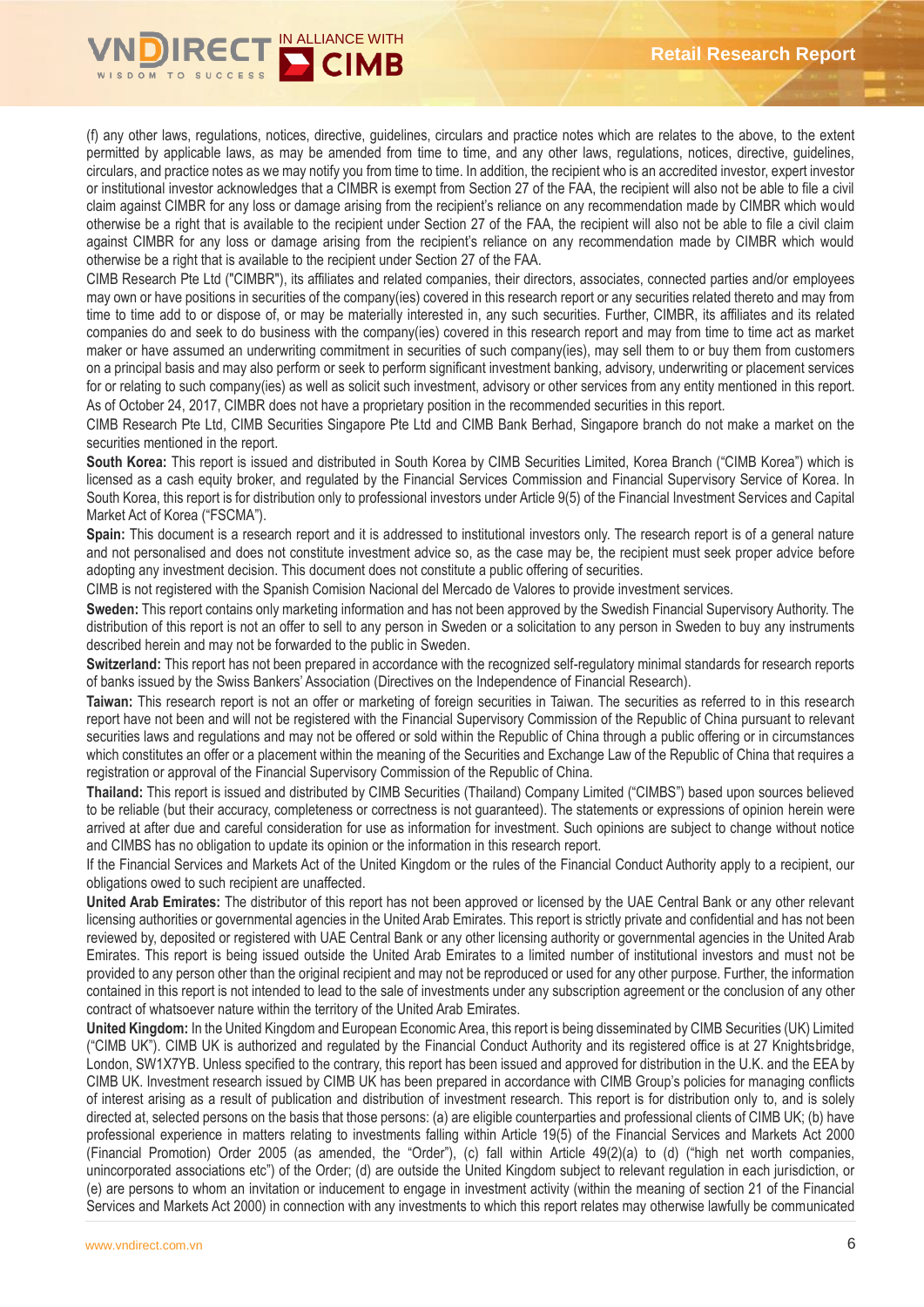(f) any other laws, regulations, notices, directive, guidelines, circulars and practice notes which are relates to the above, to the extent permitted by applicable laws, as may be amended from time to time, and any other laws, regulations, notices, directive, guidelines, circulars, and practice notes as we may notify you from time to time. In addition, the recipient who is an accredited investor, expert investor or institutional investor acknowledges that a CIMBR is exempt from Section 27 of the FAA, the recipient will also not be able to file a civil claim against CIMBR for any loss or damage arising from the recipient's reliance on any recommendation made by CIMBR which would otherwise be a right that is available to the recipient under Section 27 of the FAA, the recipient will also not be able to file a civil claim against CIMBR for any loss or damage arising from the recipient's reliance on any recommendation made by CIMBR which would otherwise be a right that is available to the recipient under Section 27 of the FAA.

CIMB Research Pte Ltd ("CIMBR"), its affiliates and related companies, their directors, associates, connected parties and/or employees may own or have positions in securities of the company(ies) covered in this research report or any securities related thereto and may from time to time add to or dispose of, or may be materially interested in, any such securities. Further, CIMBR, its affiliates and its related companies do and seek to do business with the company(ies) covered in this research report and may from time to time act as market maker or have assumed an underwriting commitment in securities of such company(ies), may sell them to or buy them from customers on a principal basis and may also perform or seek to perform significant investment banking, advisory, underwriting or placement services for or relating to such company(ies) as well as solicit such investment, advisory or other services from any entity mentioned in this report.

As of October 24, 2017, CIMBR does not have a proprietary position in the recommended securities in this report.

CIMB Research Pte Ltd, CIMB Securities Singapore Pte Ltd and CIMB Bank Berhad, Singapore branch do not make a market on the securities mentioned in the report.

**South Korea:** This report is issued and distributed in South Korea by CIMB Securities Limited, Korea Branch ("CIMB Korea") which is licensed as a cash equity broker, and regulated by the Financial Services Commission and Financial Supervisory Service of Korea. In South Korea, this report is for distribution only to professional investors under Article 9(5) of the Financial Investment Services and Capital Market Act of Korea ("FSCMA").

**Spain:** This document is a research report and it is addressed to institutional investors only. The research report is of a general nature and not personalised and does not constitute investment advice so, as the case may be, the recipient must seek proper advice before adopting any investment decision. This document does not constitute a public offering of securities.

CIMB is not registered with the Spanish Comision Nacional del Mercado de Valores to provide investment services.

**Sweden:** This report contains only marketing information and has not been approved by the Swedish Financial Supervisory Authority. The distribution of this report is not an offer to sell to any person in Sweden or a solicitation to any person in Sweden to buy any instruments described herein and may not be forwarded to the public in Sweden.

**Switzerland:** This report has not been prepared in accordance with the recognized self-regulatory minimal standards for research reports of banks issued by the Swiss Bankers' Association (Directives on the Independence of Financial Research).

**Taiwan:** This research report is not an offer or marketing of foreign securities in Taiwan. The securities as referred to in this research report have not been and will not be registered with the Financial Supervisory Commission of the Republic of China pursuant to relevant securities laws and regulations and may not be offered or sold within the Republic of China through a public offering or in circumstances which constitutes an offer or a placement within the meaning of the Securities and Exchange Law of the Republic of China that requires a registration or approval of the Financial Supervisory Commission of the Republic of China.

**Thailand:** This report is issued and distributed by CIMB Securities (Thailand) Company Limited ("CIMBS") based upon sources believed to be reliable (but their accuracy, completeness or correctness is not guaranteed). The statements or expressions of opinion herein were arrived at after due and careful consideration for use as information for investment. Such opinions are subject to change without notice and CIMBS has no obligation to update its opinion or the information in this research report.

If the Financial Services and Markets Act of the United Kingdom or the rules of the Financial Conduct Authority apply to a recipient, our obligations owed to such recipient are unaffected.

**United Arab Emirates:** The distributor of this report has not been approved or licensed by the UAE Central Bank or any other relevant licensing authorities or governmental agencies in the United Arab Emirates. This report is strictly private and confidential and has not been reviewed by, deposited or registered with UAE Central Bank or any other licensing authority or governmental agencies in the United Arab Emirates. This report is being issued outside the United Arab Emirates to a limited number of institutional investors and must not be provided to any person other than the original recipient and may not be reproduced or used for any other purpose. Further, the information contained in this report is not intended to lead to the sale of investments under any subscription agreement or the conclusion of any other contract of whatsoever nature within the territory of the United Arab Emirates.

**United Kingdom:** In the United Kingdom and European Economic Area, this report is being disseminated by CIMB Securities (UK) Limited ("CIMB UK"). CIMB UK is authorized and regulated by the Financial Conduct Authority and its registered office is at 27 Knightsbridge, London, SW1X7YB. Unless specified to the contrary, this report has been issued and approved for distribution in the U.K. and the EEA by CIMB UK. Investment research issued by CIMB UK has been prepared in accordance with CIMB Group's policies for managing conflicts of interest arising as a result of publication and distribution of investment research. This report is for distribution only to, and is solely directed at, selected persons on the basis that those persons: (a) are eligible counterparties and professional clients of CIMB UK; (b) have professional experience in matters relating to investments falling within Article 19(5) of the Financial Services and Markets Act 2000 (Financial Promotion) Order 2005 (as amended, the "Order"), (c) fall within Article 49(2)(a) to (d) ("high net worth companies, unincorporated associations etc") of the Order; (d) are outside the United Kingdom subject to relevant regulation in each jurisdiction, or (e) are persons to whom an invitation or inducement to engage in investment activity (within the meaning of section 21 of the Financial Services and Markets Act 2000) in connection with any investments to which this report relates may otherwise lawfully be communicated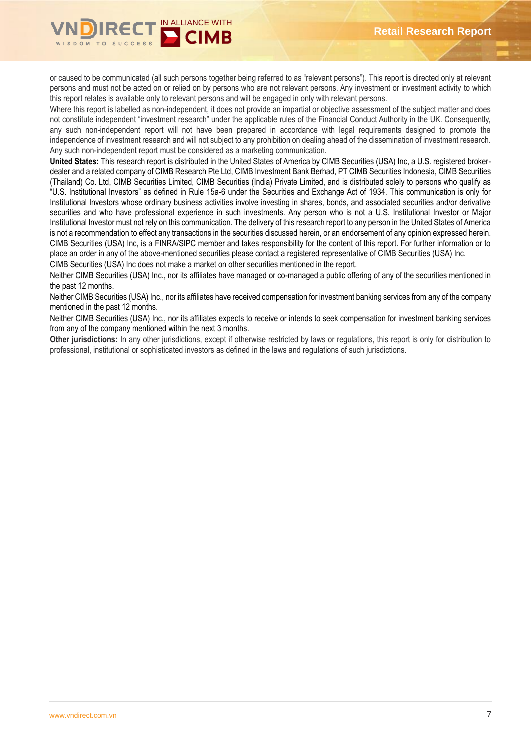or caused to be communicated (all such persons together being referred to as “relevant persons”). This report is directed only at relevant persons and must not be acted on or relied on by persons who are not relevant persons. Any investment or investment activity to which this report relates is available only to relevant persons and will be engaged in only with relevant persons.

Where this report is labelled as non-independent, it does not provide an impartial or objective assessment of the subject matter and does not constitute independent “investment research” under the applicable rules of the Financial Conduct Authority in the UK. Consequently, any such non-independent report will not have been prepared in accordance with legal requirements designed to promote the independence of investment research and will not subject to any prohibition on dealing ahead of the dissemination of investment research. Any such non-independent report must be considered as a marketing communication.

**United States:** This research report is distributed in the United States of America by CIMB Securities (USA) Inc, a U.S. registered broker-dealer and a related company of CIMB Research Pte Ltd, CIMB Investment Bank Berhad, PT CIMB Securities Indonesia, CIMB Securities (Thailand) Co. Ltd, CIMB Securities Limited, CIMB Securities (India) Private Limited, and is distributed solely to persons who qualify as “U.S. Institutional Investors” as defined in Rule 15a-6 under the Securities and Exchange Act of 1934. This communication is only for Institutional Investors whose ordinary business activities involve investing in shares, bonds, and associated securities and/or derivative securities and who have professional experience in such investments. Any person who is not a U.S. Institutional Investor or Major Institutional Investor must not rely on this communication. The delivery of this research report to any person in the United States of America is not a recommendation to effect any transactions in the securities discussed herein, or an endorsement of any opinion expressed herein. CIMB Securities (USA) Inc, is a FINRA/SIPC member and takes responsibility for the content of this report. For further information or to place an order in any of the above-mentioned securities please contact a registered representative of CIMB Securities (USA) Inc.

CIMB Securities (USA) Inc does not make a market on other securities mentioned in the report.

Neither CIMB Securities (USA) Inc., nor its affiliates have managed or co-managed a public offering of any of the securities mentioned in the past 12 months.

Neither CIMB Securities (USA) Inc., nor its affiliates have received compensation for investment banking services from any of the company mentioned in the past 12 months.

Neither CIMB Securities (USA) Inc., nor its affiliates expects to receive or intends to seek compensation for investment banking services from any of the company mentioned within the next 3 months.

**Other jurisdictions:** In any other jurisdictions, except if otherwise restricted by laws or regulations, this report is only for distribution to professional, institutional or sophisticated investors as defined in the laws and regulations of such jurisdictions.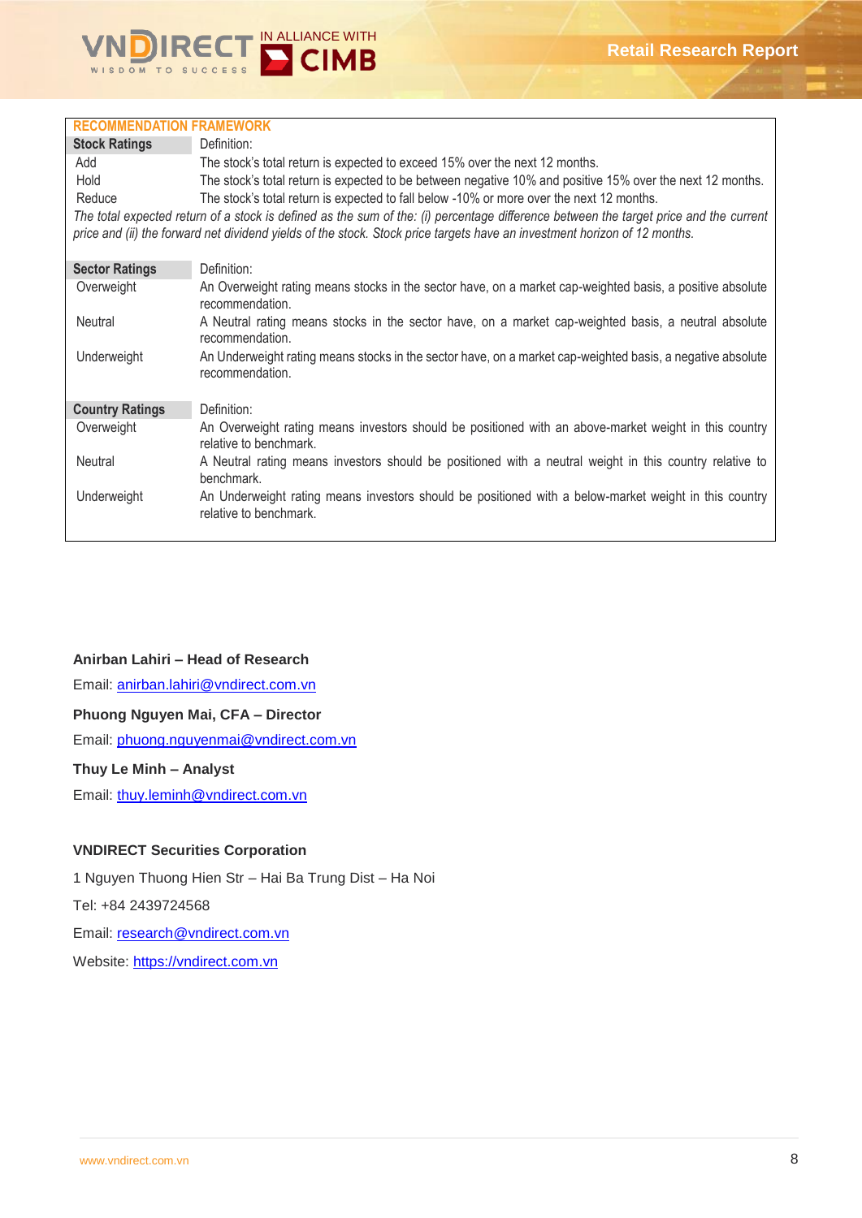## RECOMMENDATION FRAMEWORK

| | |
|---|---|
| **Stock Ratings** | Definition: |
| Add | The stock's total return is expected to exceed 15% over the next 12 months. |
| Hold | The stock's total return is expected to be between negative 10% and positive 15% over the next 12 months. |
| Reduce | The stock's total return is expected to fall below -10% or more over the next 12 months. |

*The total expected return of a stock is defined as the sum of the: (i) percentage difference between the target price and the current price and (ii) the forward net dividend yields of the stock. Stock price targets have an investment horizon of 12 months.*

| | |
|---|---|
| **Sector Ratings** | Definition: |
| Overweight | An Overweight rating means stocks in the sector have, on a market cap-weighted basis, a positive absolute recommendation. |
| Neutral | A Neutral rating means stocks in the sector have, on a market cap-weighted basis, a neutral absolute recommendation. |
| Underweight | An Underweight rating means stocks in the sector have, on a market cap-weighted basis, a negative absolute recommendation. |

| | |
|---|---|
| **Country Ratings** | Definition: |
| Overweight | An Overweight rating means investors should be positioned with an above-market weight in this country relative to benchmark. |
| Neutral | A Neutral rating means investors should be positioned with a neutral weight in this country relative to benchmark. |
| Underweight | An Underweight rating means investors should be positioned with a below-market weight in this country relative to benchmark. |

**Anirban Lahiri – Head of Research**

Email: anirban.lahiri@vndirect.com.vn

**Phuong Nguyen Mai, CFA – Director**

Email: phuong.nguyenmai@vndirect.com.vn

**Thuy Le Minh – Analyst**

Email: thuy.leminh@vndirect.com.vn

**VNDIRECT Securities Corporation**

1 Nguyen Thuong Hien Str – Hai Ba Trung Dist – Ha Noi

Tel: +84 2439724568

Email: research@vndirect.com.vn

Website: https://vndirect.com.vn